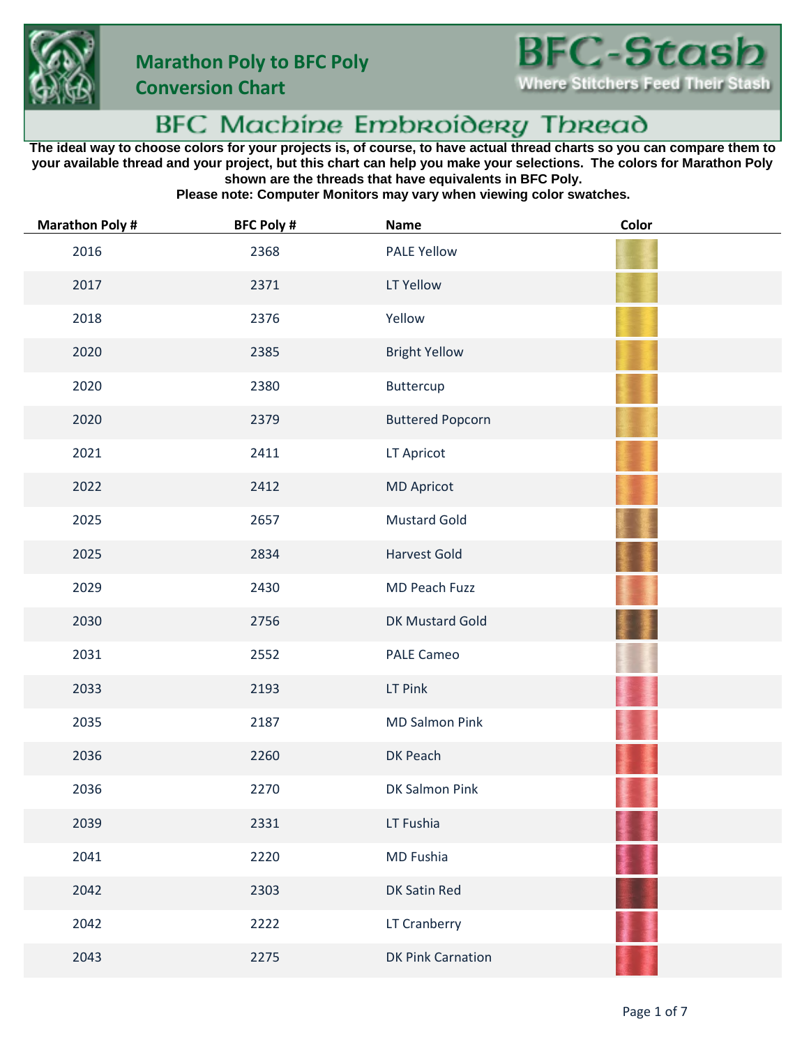# Marathon Poly to BFC Poly Conversion Chart

**BFC-Stash**
Where Stitchers Feed Their Stash

## BFC Machine Embroidery Thread

**The ideal way to choose colors for your projects is, of course, to have actual thread charts so you can compare them to your available thread and your project, but this chart can help you make your selections. The colors for Marathon Poly shown are the threads that have equivalents in BFC Poly.**
**Please note: Computer Monitors may vary when viewing color swatches.**

| Marathon Poly # | BFC Poly # | Name | Color |
|---|---|---|---|
| 2016 | 2368 | PALE Yellow | |
| 2017 | 2371 | LT Yellow | |
| 2018 | 2376 | Yellow | |
| 2020 | 2385 | Bright Yellow | |
| 2020 | 2380 | Buttercup | |
| 2020 | 2379 | Buttered Popcorn | |
| 2021 | 2411 | LT Apricot | |
| 2022 | 2412 | MD Apricot | |
| 2025 | 2657 | Mustard Gold | |
| 2025 | 2834 | Harvest Gold | |
| 2029 | 2430 | MD Peach Fuzz | |
| 2030 | 2756 | DK Mustard Gold | |
| 2031 | 2552 | PALE Cameo | |
| 2033 | 2193 | LT Pink | |
| 2035 | 2187 | MD Salmon Pink | |
| 2036 | 2260 | DK Peach | |
| 2036 | 2270 | DK Salmon Pink | |
| 2039 | 2331 | LT Fushia | |
| 2041 | 2220 | MD Fushia | |
| 2042 | 2303 | DK Satin Red | |
| 2042 | 2222 | LT Cranberry | |
| 2043 | 2275 | DK Pink Carnation | |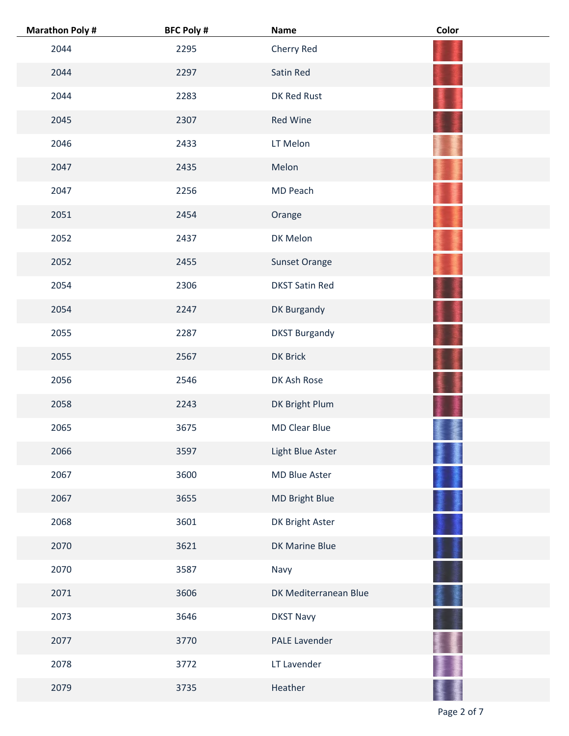| Marathon Poly # | BFC Poly # | Name | Color |
| --- | --- | --- | --- |
| 2044 | 2295 | Cherry Red | |
| 2044 | 2297 | Satin Red | |
| 2044 | 2283 | DK Red Rust | |
| 2045 | 2307 | Red Wine | |
| 2046 | 2433 | LT Melon | |
| 2047 | 2435 | Melon | |
| 2047 | 2256 | MD Peach | |
| 2051 | 2454 | Orange | |
| 2052 | 2437 | DK Melon | |
| 2052 | 2455 | Sunset Orange | |
| 2054 | 2306 | DKST Satin Red | |
| 2054 | 2247 | DK Burgandy | |
| 2055 | 2287 | DKST Burgandy | |
| 2055 | 2567 | DK Brick | |
| 2056 | 2546 | DK Ash Rose | |
| 2058 | 2243 | DK Bright Plum | |
| 2065 | 3675 | MD Clear Blue | |
| 2066 | 3597 | Light Blue Aster | |
| 2067 | 3600 | MD Blue Aster | |
| 2067 | 3655 | MD Bright Blue | |
| 2068 | 3601 | DK Bright Aster | |
| 2070 | 3621 | DK Marine Blue | |
| 2070 | 3587 | Navy | |
| 2071 | 3606 | DK Mediterranean Blue | |
| 2073 | 3646 | DKST Navy | |
| 2077 | 3770 | PALE Lavender | |
| 2078 | 3772 | LT Lavender | |
| 2079 | 3735 | Heather | |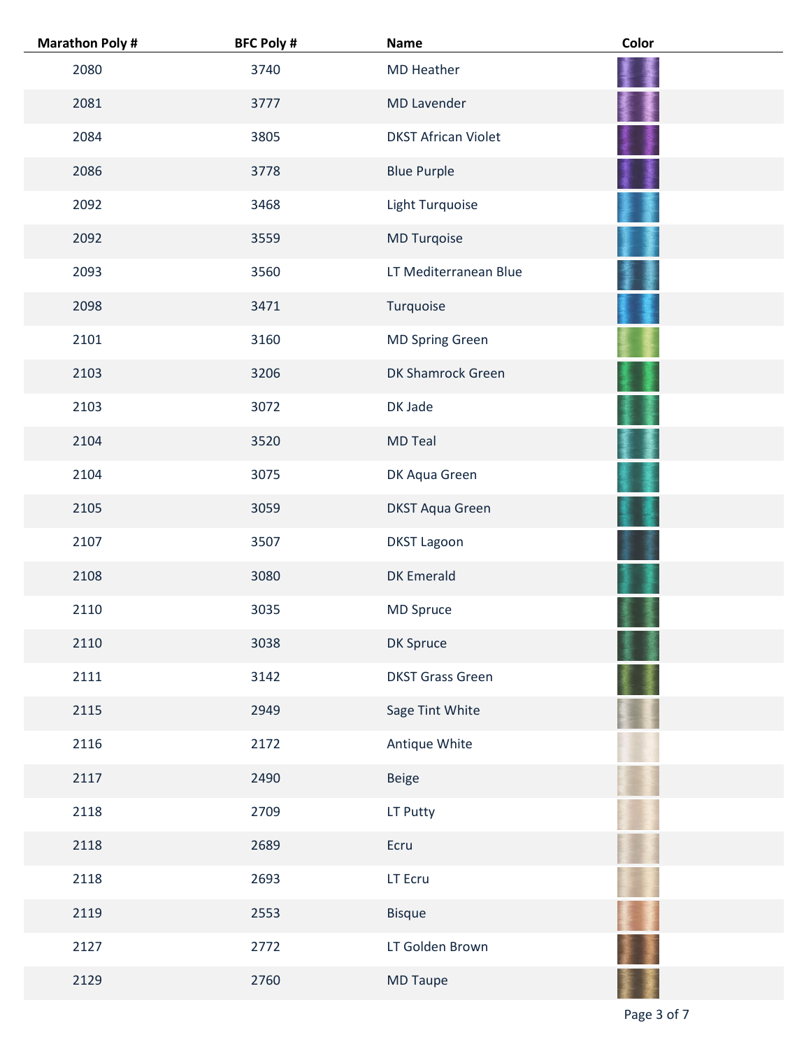| Marathon Poly # | BFC Poly # | Name | Color |
|---|---|---|---|
| 2080 | 3740 | MD Heather | |
| 2081 | 3777 | MD Lavender | |
| 2084 | 3805 | DKST African Violet | |
| 2086 | 3778 | Blue Purple | |
| 2092 | 3468 | Light Turquoise | |
| 2092 | 3559 | MD Turqoise | |
| 2093 | 3560 | LT Mediterranean Blue | |
| 2098 | 3471 | Turquoise | |
| 2101 | 3160 | MD Spring Green | |
| 2103 | 3206 | DK Shamrock Green | |
| 2103 | 3072 | DK Jade | |
| 2104 | 3520 | MD Teal | |
| 2104 | 3075 | DK Aqua Green | |
| 2105 | 3059 | DKST Aqua Green | |
| 2107 | 3507 | DKST Lagoon | |
| 2108 | 3080 | DK Emerald | |
| 2110 | 3035 | MD Spruce | |
| 2110 | 3038 | DK Spruce | |
| 2111 | 3142 | DKST Grass Green | |
| 2115 | 2949 | Sage Tint White | |
| 2116 | 2172 | Antique White | |
| 2117 | 2490 | Beige | |
| 2118 | 2709 | LT Putty | |
| 2118 | 2689 | Ecru | |
| 2118 | 2693 | LT Ecru | |
| 2119 | 2553 | Bisque | |
| 2127 | 2772 | LT Golden Brown | |
| 2129 | 2760 | MD Taupe | |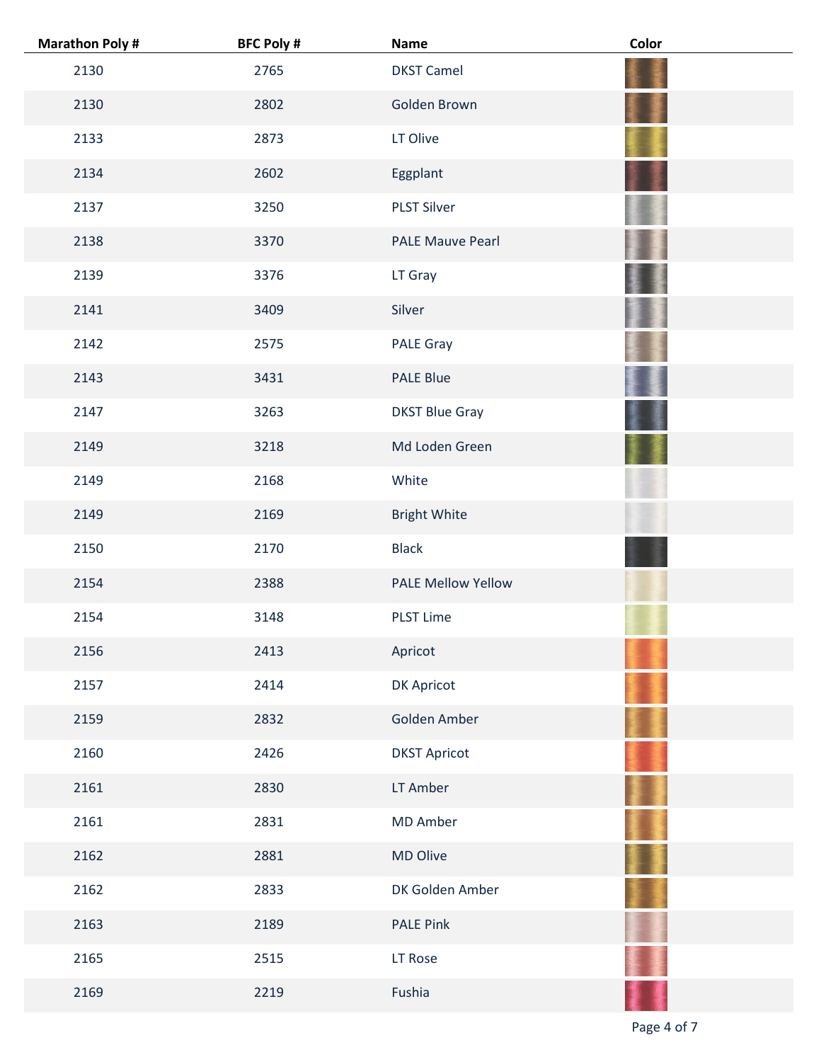| Marathon Poly # | BFC Poly # | Name | Color |
| --- | --- | --- | --- |
| 2130 | 2765 | DKST Camel | |
| 2130 | 2802 | Golden Brown | |
| 2133 | 2873 | LT Olive | |
| 2134 | 2602 | Eggplant | |
| 2137 | 3250 | PLST Silver | |
| 2138 | 3370 | PALE Mauve Pearl | |
| 2139 | 3376 | LT Gray | |
| 2141 | 3409 | Silver | |
| 2142 | 2575 | PALE Gray | |
| 2143 | 3431 | PALE Blue | |
| 2147 | 3263 | DKST Blue Gray | |
| 2149 | 3218 | Md Loden Green | |
| 2149 | 2168 | White | |
| 2149 | 2169 | Bright White | |
| 2150 | 2170 | Black | |
| 2154 | 2388 | PALE Mellow Yellow | |
| 2154 | 3148 | PLST Lime | |
| 2156 | 2413 | Apricot | |
| 2157 | 2414 | DK Apricot | |
| 2159 | 2832 | Golden Amber | |
| 2160 | 2426 | DKST Apricot | |
| 2161 | 2830 | LT Amber | |
| 2161 | 2831 | MD Amber | |
| 2162 | 2881 | MD Olive | |
| 2162 | 2833 | DK Golden Amber | |
| 2163 | 2189 | PALE Pink | |
| 2165 | 2515 | LT Rose | |
| 2169 | 2219 | Fushia | |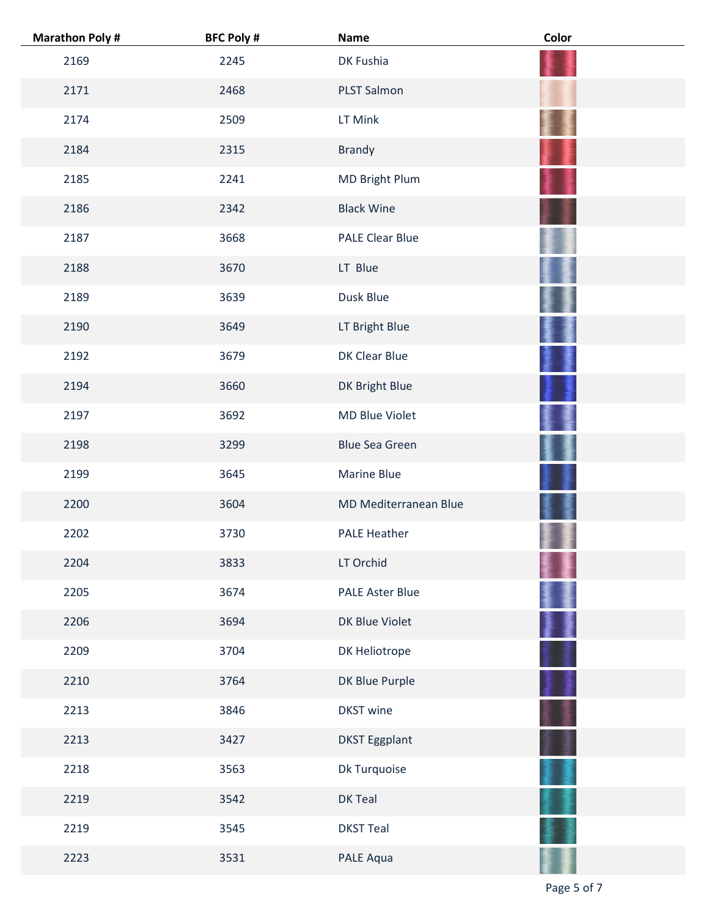| Marathon Poly # | BFC Poly # | Name | Color |
|---|---|---|---|
| 2169 | 2245 | DK Fushia | |
| 2171 | 2468 | PLST Salmon | |
| 2174 | 2509 | LT Mink | |
| 2184 | 2315 | Brandy | |
| 2185 | 2241 | MD Bright Plum | |
| 2186 | 2342 | Black Wine | |
| 2187 | 3668 | PALE Clear Blue | |
| 2188 | 3670 | LT  Blue | |
| 2189 | 3639 | Dusk Blue | |
| 2190 | 3649 | LT Bright Blue | |
| 2192 | 3679 | DK Clear Blue | |
| 2194 | 3660 | DK Bright Blue | |
| 2197 | 3692 | MD Blue Violet | |
| 2198 | 3299 | Blue Sea Green | |
| 2199 | 3645 | Marine Blue | |
| 2200 | 3604 | MD Mediterranean Blue | |
| 2202 | 3730 | PALE Heather | |
| 2204 | 3833 | LT Orchid | |
| 2205 | 3674 | PALE Aster Blue | |
| 2206 | 3694 | DK Blue Violet | |
| 2209 | 3704 | DK Heliotrope | |
| 2210 | 3764 | DK Blue Purple | |
| 2213 | 3846 | DKST wine | |
| 2213 | 3427 | DKST Eggplant | |
| 2218 | 3563 | Dk Turquoise | |
| 2219 | 3542 | DK Teal | |
| 2219 | 3545 | DKST Teal | |
| 2223 | 3531 | PALE Aqua | |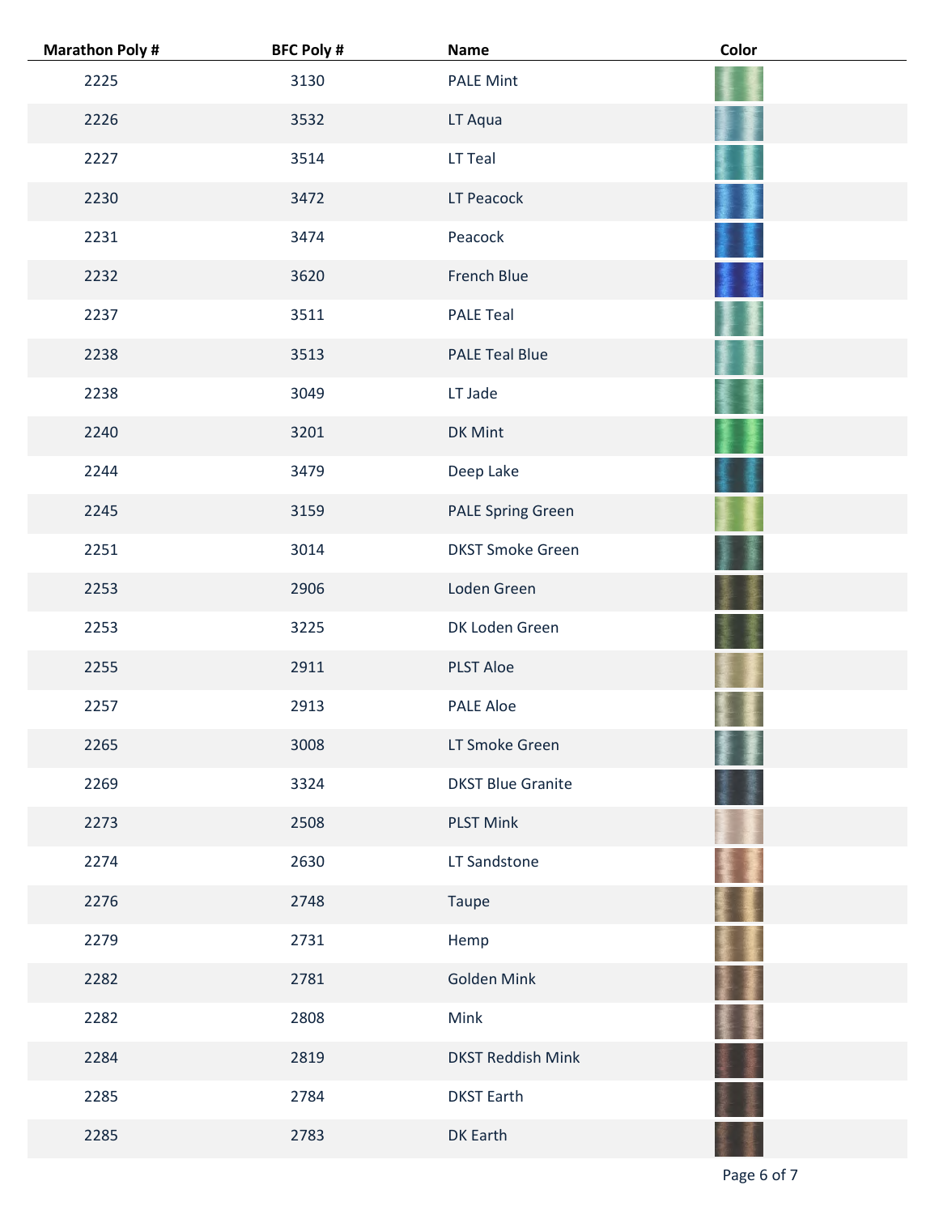| Marathon Poly # | BFC Poly # | Name | Color |
|---|---|---|---|
| 2225 | 3130 | PALE Mint | |
| 2226 | 3532 | LT Aqua | |
| 2227 | 3514 | LT Teal | |
| 2230 | 3472 | LT Peacock | |
| 2231 | 3474 | Peacock | |
| 2232 | 3620 | French Blue | |
| 2237 | 3511 | PALE Teal | |
| 2238 | 3513 | PALE Teal Blue | |
| 2238 | 3049 | LT Jade | |
| 2240 | 3201 | DK Mint | |
| 2244 | 3479 | Deep Lake | |
| 2245 | 3159 | PALE Spring Green | |
| 2251 | 3014 | DKST Smoke Green | |
| 2253 | 2906 | Loden Green | |
| 2253 | 3225 | DK Loden Green | |
| 2255 | 2911 | PLST Aloe | |
| 2257 | 2913 | PALE Aloe | |
| 2265 | 3008 | LT Smoke Green | |
| 2269 | 3324 | DKST Blue Granite | |
| 2273 | 2508 | PLST Mink | |
| 2274 | 2630 | LT Sandstone | |
| 2276 | 2748 | Taupe | |
| 2279 | 2731 | Hemp | |
| 2282 | 2781 | Golden Mink | |
| 2282 | 2808 | Mink | |
| 2284 | 2819 | DKST Reddish Mink | |
| 2285 | 2784 | DKST Earth | |
| 2285 | 2783 | DK Earth | |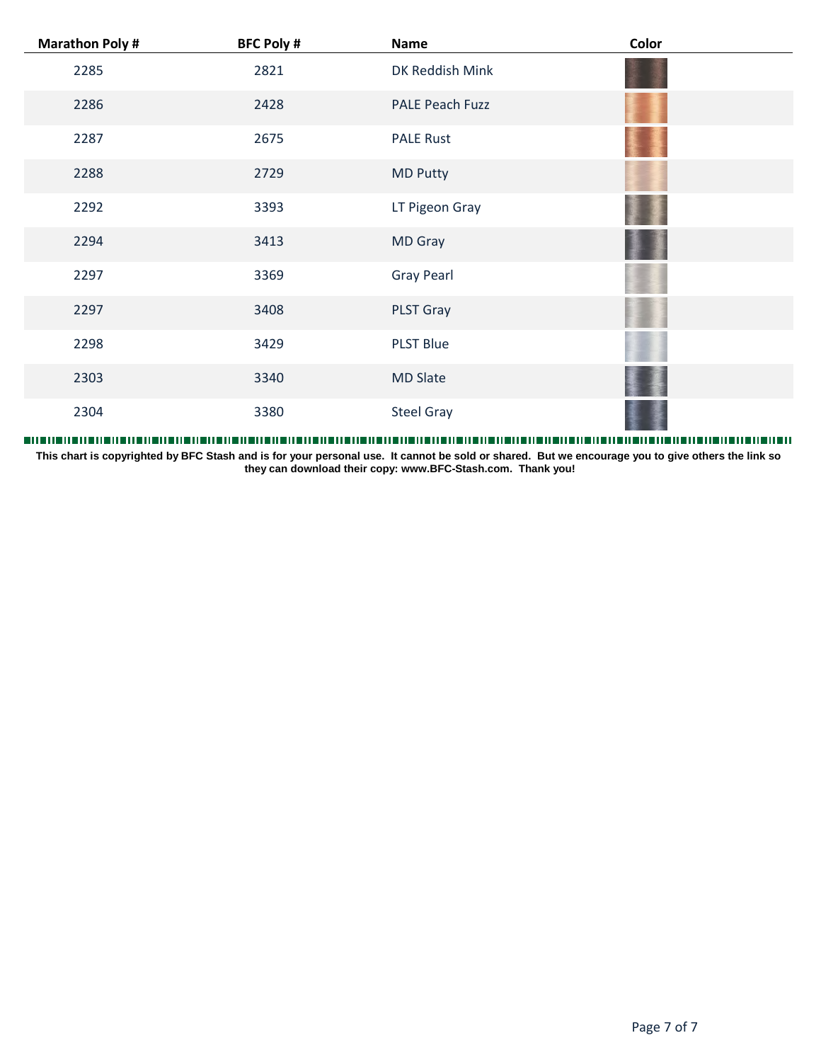| Marathon Poly # | BFC Poly # | Name | Color |
| --- | --- | --- | --- |
| 2285 | 2821 | DK Reddish Mink | |
| 2286 | 2428 | PALE Peach Fuzz | |
| 2287 | 2675 | PALE Rust | |
| 2288 | 2729 | MD Putty | |
| 2292 | 3393 | LT Pigeon Gray | |
| 2294 | 3413 | MD Gray | |
| 2297 | 3369 | Gray Pearl | |
| 2297 | 3408 | PLST Gray | |
| 2298 | 3429 | PLST Blue | |
| 2303 | 3340 | MD Slate | |
| 2304 | 3380 | Steel Gray | |

**This chart is copyrighted by BFC Stash and is for your personal use. It cannot be sold or shared. But we encourage you to give others the link so they can download their copy: www.BFC-Stash.com. Thank you!**